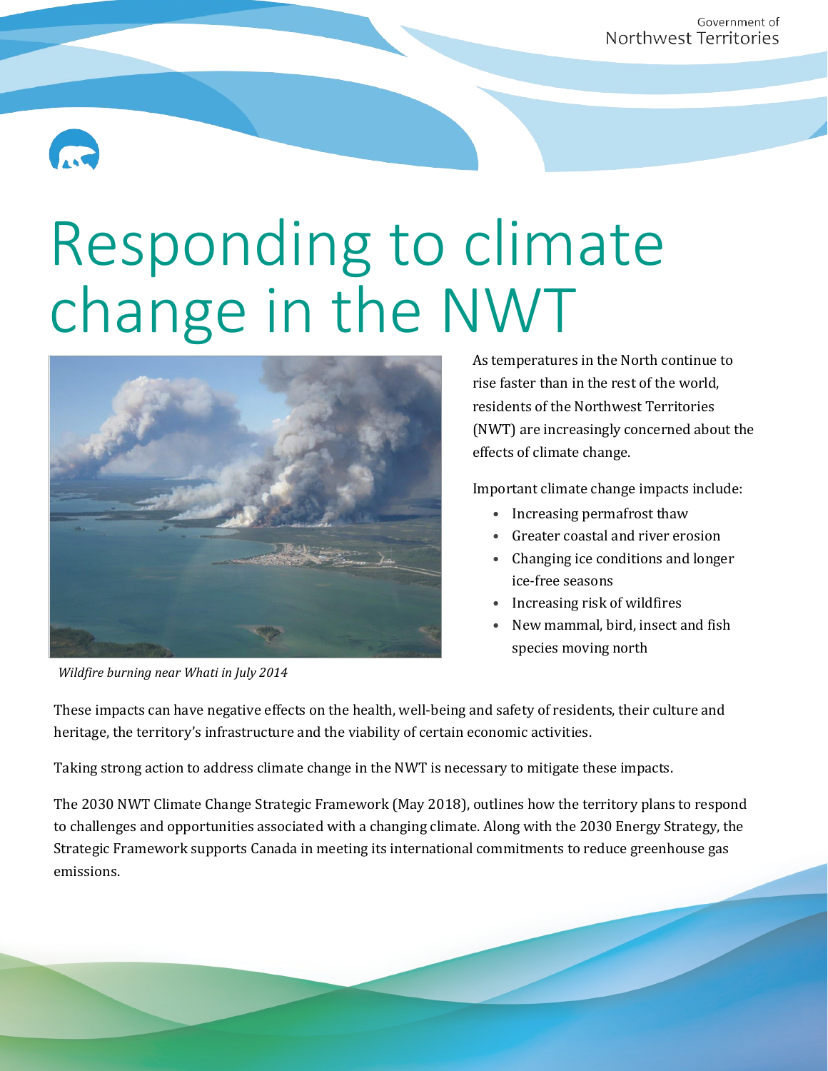Government of
Northwest Territories

# Responding to climate change in the NWT

*Wildfire burning near Whati in July 2014*

As temperatures in the North continue to rise faster than in the rest of the world, residents of the Northwest Territories (NWT) are increasingly concerned about the effects of climate change.

Important climate change impacts include:

- Increasing permafrost thaw
- Greater coastal and river erosion
- Changing ice conditions and longer ice-free seasons
- Increasing risk of wildfires
- New mammal, bird, insect and fish species moving north

These impacts can have negative effects on the health, well-being and safety of residents, their culture and heritage, the territory's infrastructure and the viability of certain economic activities.

Taking strong action to address climate change in the NWT is necessary to mitigate these impacts.

The 2030 NWT Climate Change Strategic Framework (May 2018), outlines how the territory plans to respond to challenges and opportunities associated with a changing climate. Along with the 2030 Energy Strategy, the Strategic Framework supports Canada in meeting its international commitments to reduce greenhouse gas emissions.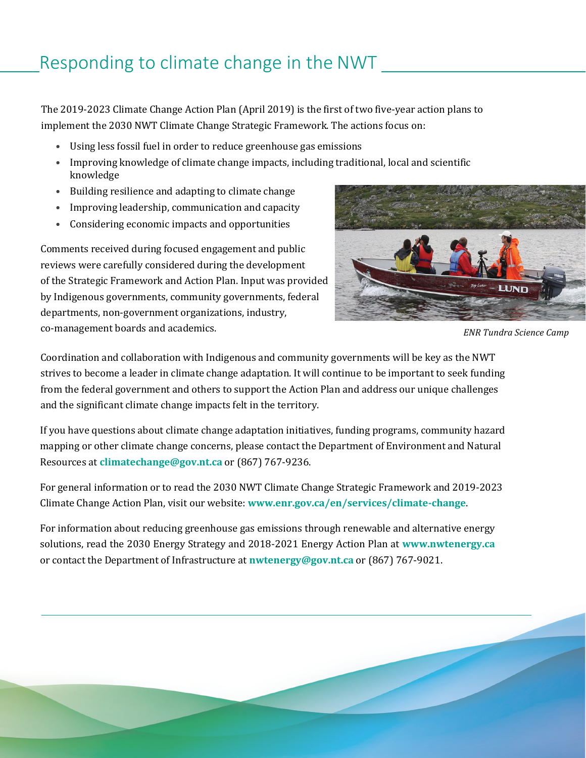# Responding to climate change in the NWT

The 2019-2023 Climate Change Action Plan (April 2019) is the first of two five-year action plans to implement the 2030 NWT Climate Change Strategic Framework. The actions focus on:

- Using less fossil fuel in order to reduce greenhouse gas emissions
- Improving knowledge of climate change impacts, including traditional, local and scientific knowledge
- Building resilience and adapting to climate change
- Improving leadership, communication and capacity
- Considering economic impacts and opportunities

Comments received during focused engagement and public reviews were carefully considered during the development of the Strategic Framework and Action Plan. Input was provided by Indigenous governments, community governments, federal departments, non-government organizations, industry, co-management boards and academics.

*ENR Tundra Science Camp*

Coordination and collaboration with Indigenous and community governments will be key as the NWT strives to become a leader in climate change adaptation. It will continue to be important to seek funding from the federal government and others to support the Action Plan and address our unique challenges and the significant climate change impacts felt in the territory.

If you have questions about climate change adaptation initiatives, funding programs, community hazard mapping or other climate change concerns, please contact the Department of Environment and Natural Resources at **climatechange@gov.nt.ca** or (867) 767-9236.

For general information or to read the 2030 NWT Climate Change Strategic Framework and 2019-2023 Climate Change Action Plan, visit our website: **www.enr.gov.ca/en/services/climate-change**.

For information about reducing greenhouse gas emissions through renewable and alternative energy solutions, read the 2030 Energy Strategy and 2018-2021 Energy Action Plan at **www.nwtenergy.ca** or contact the Department of Infrastructure at **nwtenergy@gov.nt.ca** or (867) 767-9021.